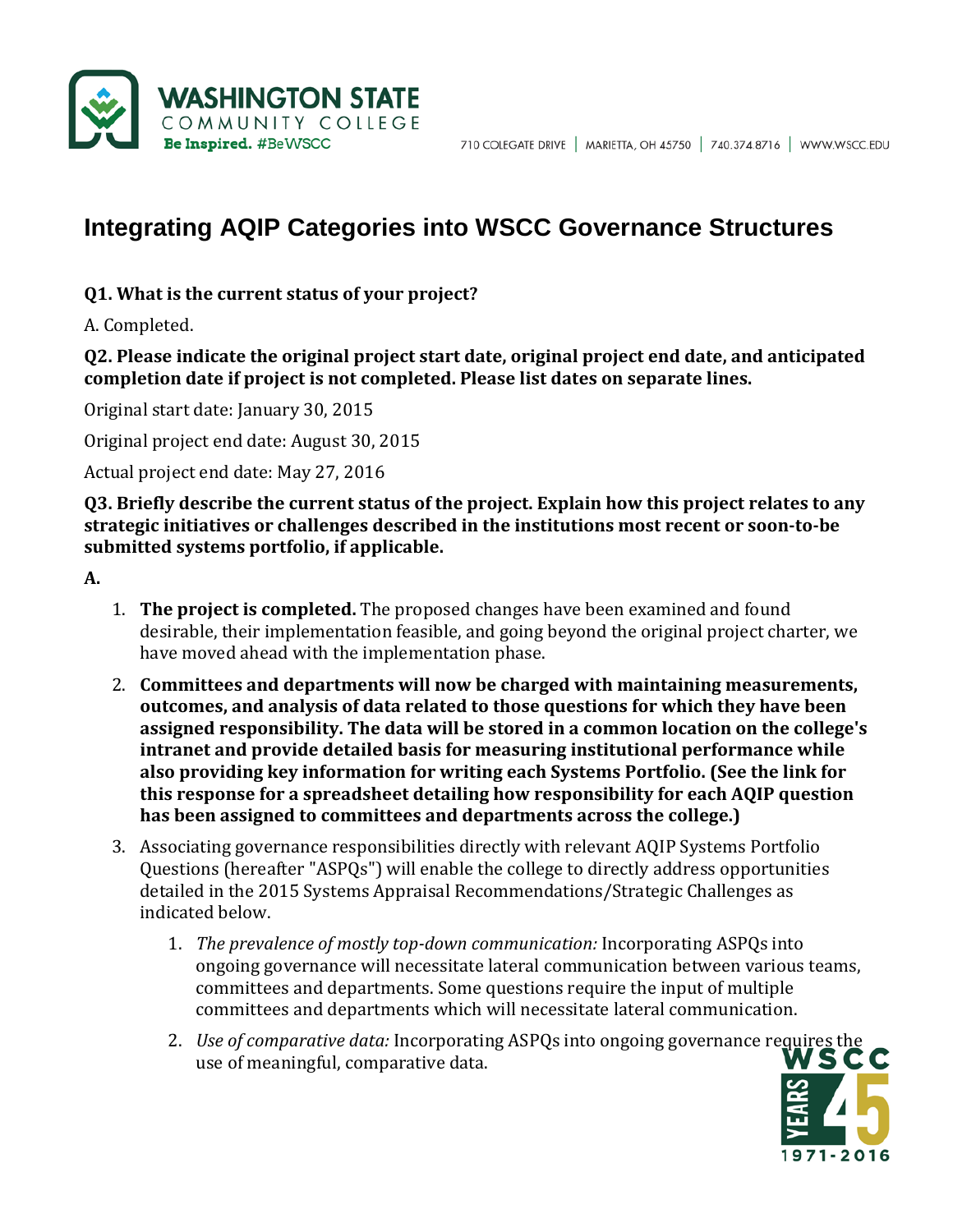# Integrating AQIP Categories into WSCC Governance Structures

**Q1. What is the current status of your project?**

A. Completed.

**Q2. Please indicate the original project start date, original project end date, and anticipated completion date if project is not completed. Please list dates on separate lines.**

Original start date: January 30, 2015

Original project end date: August 30, 2015

Actual project end date: May 27, 2016

**Q3. Briefly describe the current status of the project. Explain how this project relates to any strategic initiatives or challenges described in the institutions most recent or soon-to-be submitted systems portfolio, if applicable.**

**A.**

1. **The project is completed.** The proposed changes have been examined and found desirable, their implementation feasible, and going beyond the original project charter, we have moved ahead with the implementation phase.
2. **Committees and departments will now be charged with maintaining measurements, outcomes, and analysis of data related to those questions for which they have been assigned responsibility. The data will be stored in a common location on the college's intranet and provide detailed basis for measuring institutional performance while also providing key information for writing each Systems Portfolio. (See the link for this response for a spreadsheet detailing how responsibility for each AQIP question has been assigned to committees and departments across the college.)**
3. Associating governance responsibilities directly with relevant AQIP Systems Portfolio Questions (hereafter "ASPQs") will enable the college to directly address opportunities detailed in the 2015 Systems Appraisal Recommendations/Strategic Challenges as indicated below.
   1. *The prevalence of mostly top-down communication:* Incorporating ASPQs into ongoing governance will necessitate lateral communication between various teams, committees and departments. Some questions require the input of multiple committees and departments which will necessitate lateral communication.
   2. *Use of comparative data:* Incorporating ASPQs into ongoing governance requires the use of meaningful, comparative data.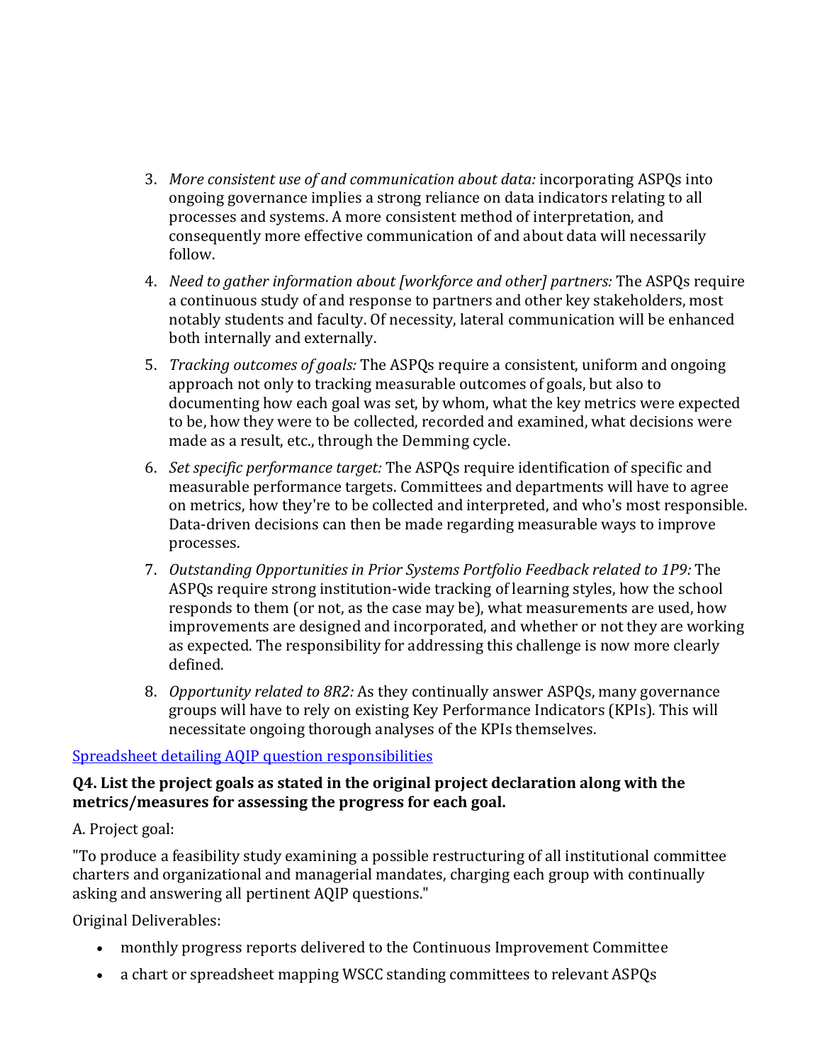3. *More consistent use of and communication about data:* incorporating ASPQs into ongoing governance implies a strong reliance on data indicators relating to all processes and systems. A more consistent method of interpretation, and consequently more effective communication of and about data will necessarily follow.
4. *Need to gather information about [workforce and other] partners:* The ASPQs require a continuous study of and response to partners and other key stakeholders, most notably students and faculty. Of necessity, lateral communication will be enhanced both internally and externally.
5. *Tracking outcomes of goals:* The ASPQs require a consistent, uniform and ongoing approach not only to tracking measurable outcomes of goals, but also to documenting how each goal was set, by whom, what the key metrics were expected to be, how they were to be collected, recorded and examined, what decisions were made as a result, etc., through the Demming cycle.
6. *Set specific performance target:* The ASPQs require identification of specific and measurable performance targets. Committees and departments will have to agree on metrics, how they're to be collected and interpreted, and who's most responsible. Data-driven decisions can then be made regarding measurable ways to improve processes.
7. *Outstanding Opportunities in Prior Systems Portfolio Feedback related to 1P9:* The ASPQs require strong institution-wide tracking of learning styles, how the school responds to them (or not, as the case may be), what measurements are used, how improvements are designed and incorporated, and whether or not they are working as expected. The responsibility for addressing this challenge is now more clearly defined.
8. *Opportunity related to 8R2:* As they continually answer ASPQs, many governance groups will have to rely on existing Key Performance Indicators (KPIs). This will necessitate ongoing thorough analyses of the KPIs themselves.

Spreadsheet detailing AQIP question responsibilities

**Q4. List the project goals as stated in the original project declaration along with the metrics/measures for assessing the progress for each goal.**

A. Project goal:

"To produce a feasibility study examining a possible restructuring of all institutional committee charters and organizational and managerial mandates, charging each group with continually asking and answering all pertinent AQIP questions."

Original Deliverables:

- monthly progress reports delivered to the Continuous Improvement Committee
- a chart or spreadsheet mapping WSCC standing committees to relevant ASPQs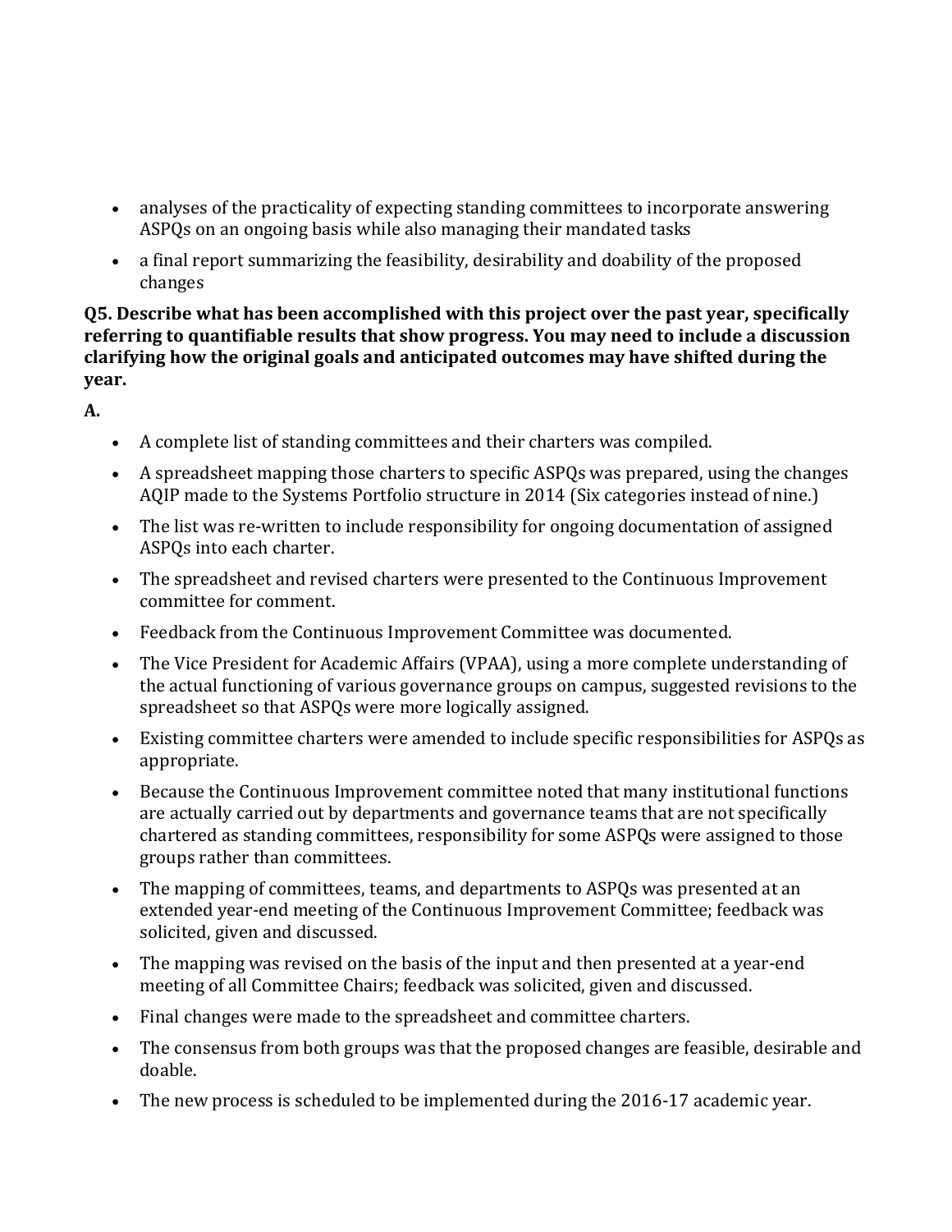- analyses of the practicality of expecting standing committees to incorporate answering ASPQs on an ongoing basis while also managing their mandated tasks
- a final report summarizing the feasibility, desirability and doability of the proposed changes

**Q5. Describe what has been accomplished with this project over the past year, specifically referring to quantifiable results that show progress. You may need to include a discussion clarifying how the original goals and anticipated outcomes may have shifted during the year.**

**A.**

- A complete list of standing committees and their charters was compiled.
- A spreadsheet mapping those charters to specific ASPQs was prepared, using the changes AQIP made to the Systems Portfolio structure in 2014 (Six categories instead of nine.)
- The list was re-written to include responsibility for ongoing documentation of assigned ASPQs into each charter.
- The spreadsheet and revised charters were presented to the Continuous Improvement committee for comment.
- Feedback from the Continuous Improvement Committee was documented.
- The Vice President for Academic Affairs (VPAA), using a more complete understanding of the actual functioning of various governance groups on campus, suggested revisions to the spreadsheet so that ASPQs were more logically assigned.
- Existing committee charters were amended to include specific responsibilities for ASPQs as appropriate.
- Because the Continuous Improvement committee noted that many institutional functions are actually carried out by departments and governance teams that are not specifically chartered as standing committees, responsibility for some ASPQs were assigned to those groups rather than committees.
- The mapping of committees, teams, and departments to ASPQs was presented at an extended year-end meeting of the Continuous Improvement Committee; feedback was solicited, given and discussed.
- The mapping was revised on the basis of the input and then presented at a year-end meeting of all Committee Chairs; feedback was solicited, given and discussed.
- Final changes were made to the spreadsheet and committee charters.
- The consensus from both groups was that the proposed changes are feasible, desirable and doable.
- The new process is scheduled to be implemented during the 2016-17 academic year.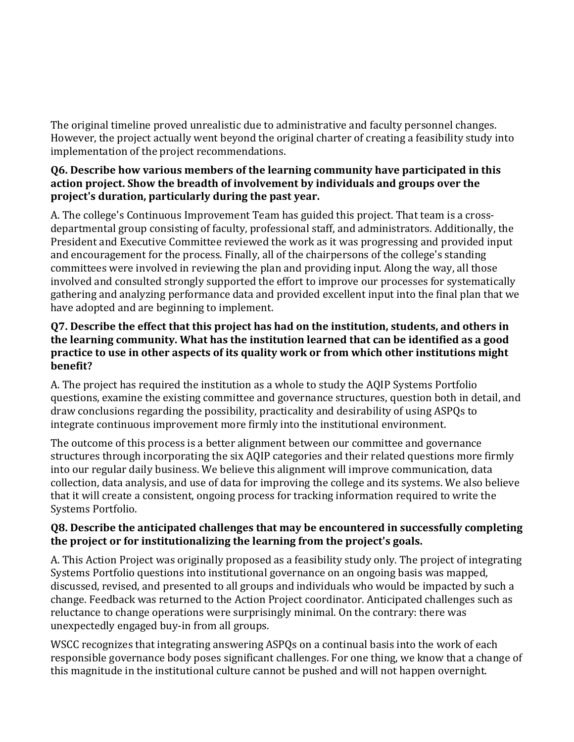The original timeline proved unrealistic due to administrative and faculty personnel changes. However, the project actually went beyond the original charter of creating a feasibility study into implementation of the project recommendations.

**Q6. Describe how various members of the learning community have participated in this action project. Show the breadth of involvement by individuals and groups over the project's duration, particularly during the past year.**

A. The college's Continuous Improvement Team has guided this project. That team is a cross-departmental group consisting of faculty, professional staff, and administrators. Additionally, the President and Executive Committee reviewed the work as it was progressing and provided input and encouragement for the process. Finally, all of the chairpersons of the college's standing committees were involved in reviewing the plan and providing input. Along the way, all those involved and consulted strongly supported the effort to improve our processes for systematically gathering and analyzing performance data and provided excellent input into the final plan that we have adopted and are beginning to implement.

**Q7. Describe the effect that this project has had on the institution, students, and others in the learning community. What has the institution learned that can be identified as a good practice to use in other aspects of its quality work or from which other institutions might benefit?**

A. The project has required the institution as a whole to study the AQIP Systems Portfolio questions, examine the existing committee and governance structures, question both in detail, and draw conclusions regarding the possibility, practicality and desirability of using ASPQs to integrate continuous improvement more firmly into the institutional environment.

The outcome of this process is a better alignment between our committee and governance structures through incorporating the six AQIP categories and their related questions more firmly into our regular daily business. We believe this alignment will improve communication, data collection, data analysis, and use of data for improving the college and its systems. We also believe that it will create a consistent, ongoing process for tracking information required to write the Systems Portfolio.

**Q8. Describe the anticipated challenges that may be encountered in successfully completing the project or for institutionalizing the learning from the project's goals.**

A. This Action Project was originally proposed as a feasibility study only. The project of integrating Systems Portfolio questions into institutional governance on an ongoing basis was mapped, discussed, revised, and presented to all groups and individuals who would be impacted by such a change. Feedback was returned to the Action Project coordinator. Anticipated challenges such as reluctance to change operations were surprisingly minimal. On the contrary: there was unexpectedly engaged buy-in from all groups.

WSCC recognizes that integrating answering ASPQs on a continual basis into the work of each responsible governance body poses significant challenges. For one thing, we know that a change of this magnitude in the institutional culture cannot be pushed and will not happen overnight.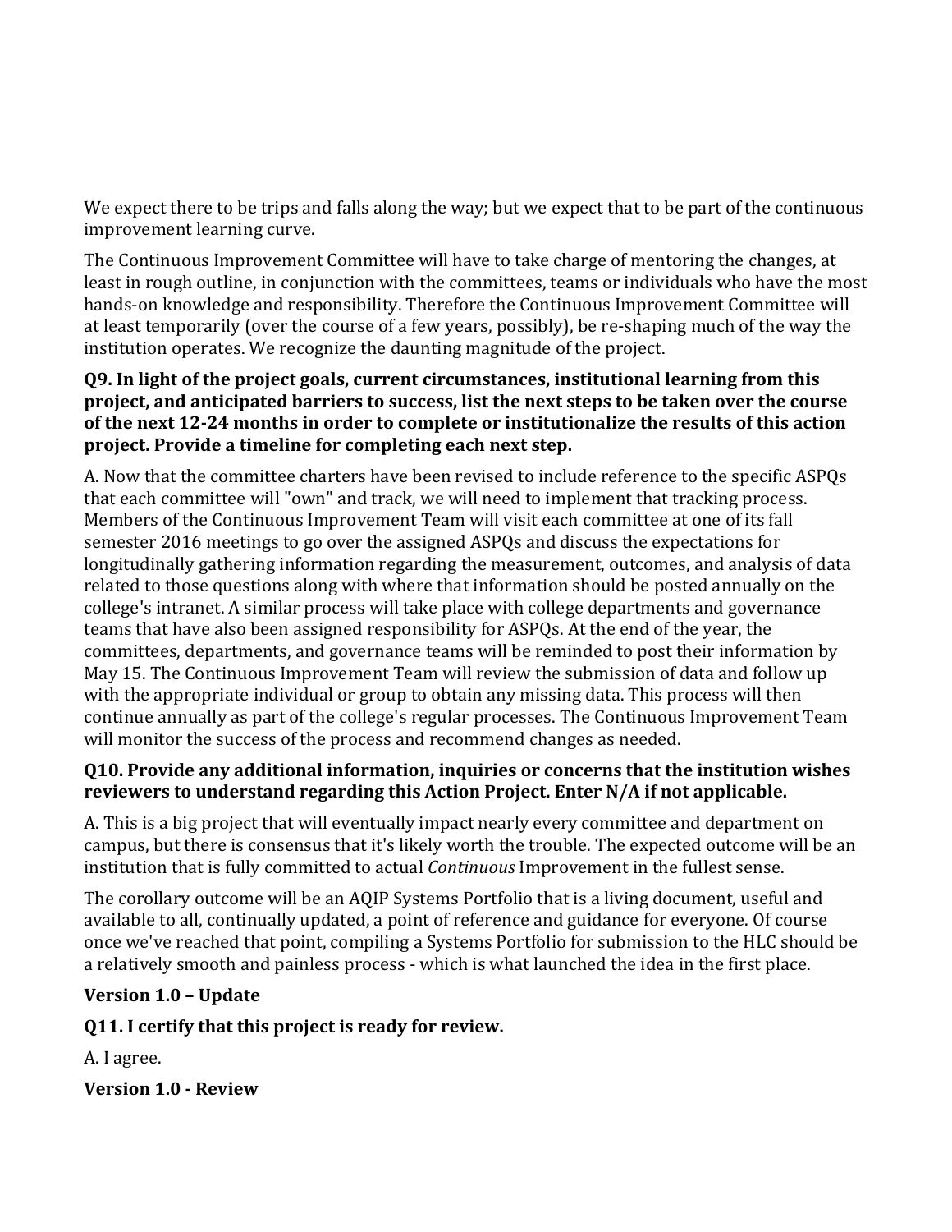We expect there to be trips and falls along the way; but we expect that to be part of the continuous improvement learning curve.

The Continuous Improvement Committee will have to take charge of mentoring the changes, at least in rough outline, in conjunction with the committees, teams or individuals who have the most hands-on knowledge and responsibility. Therefore the Continuous Improvement Committee will at least temporarily (over the course of a few years, possibly), be re-shaping much of the way the institution operates. We recognize the daunting magnitude of the project.

**Q9. In light of the project goals, current circumstances, institutional learning from this project, and anticipated barriers to success, list the next steps to be taken over the course of the next 12-24 months in order to complete or institutionalize the results of this action project. Provide a timeline for completing each next step.**

A. Now that the committee charters have been revised to include reference to the specific ASPQs that each committee will "own" and track, we will need to implement that tracking process. Members of the Continuous Improvement Team will visit each committee at one of its fall semester 2016 meetings to go over the assigned ASPQs and discuss the expectations for longitudinally gathering information regarding the measurement, outcomes, and analysis of data related to those questions along with where that information should be posted annually on the college's intranet. A similar process will take place with college departments and governance teams that have also been assigned responsibility for ASPQs. At the end of the year, the committees, departments, and governance teams will be reminded to post their information by May 15. The Continuous Improvement Team will review the submission of data and follow up with the appropriate individual or group to obtain any missing data. This process will then continue annually as part of the college's regular processes. The Continuous Improvement Team will monitor the success of the process and recommend changes as needed.

**Q10. Provide any additional information, inquiries or concerns that the institution wishes reviewers to understand regarding this Action Project. Enter N/A if not applicable.**

A. This is a big project that will eventually impact nearly every committee and department on campus, but there is consensus that it's likely worth the trouble. The expected outcome will be an institution that is fully committed to actual *Continuous* Improvement in the fullest sense.

The corollary outcome will be an AQIP Systems Portfolio that is a living document, useful and available to all, continually updated, a point of reference and guidance for everyone. Of course once we've reached that point, compiling a Systems Portfolio for submission to the HLC should be a relatively smooth and painless process - which is what launched the idea in the first place.

**Version 1.0 – Update**

**Q11. I certify that this project is ready for review.**

A. I agree.

**Version 1.0 - Review**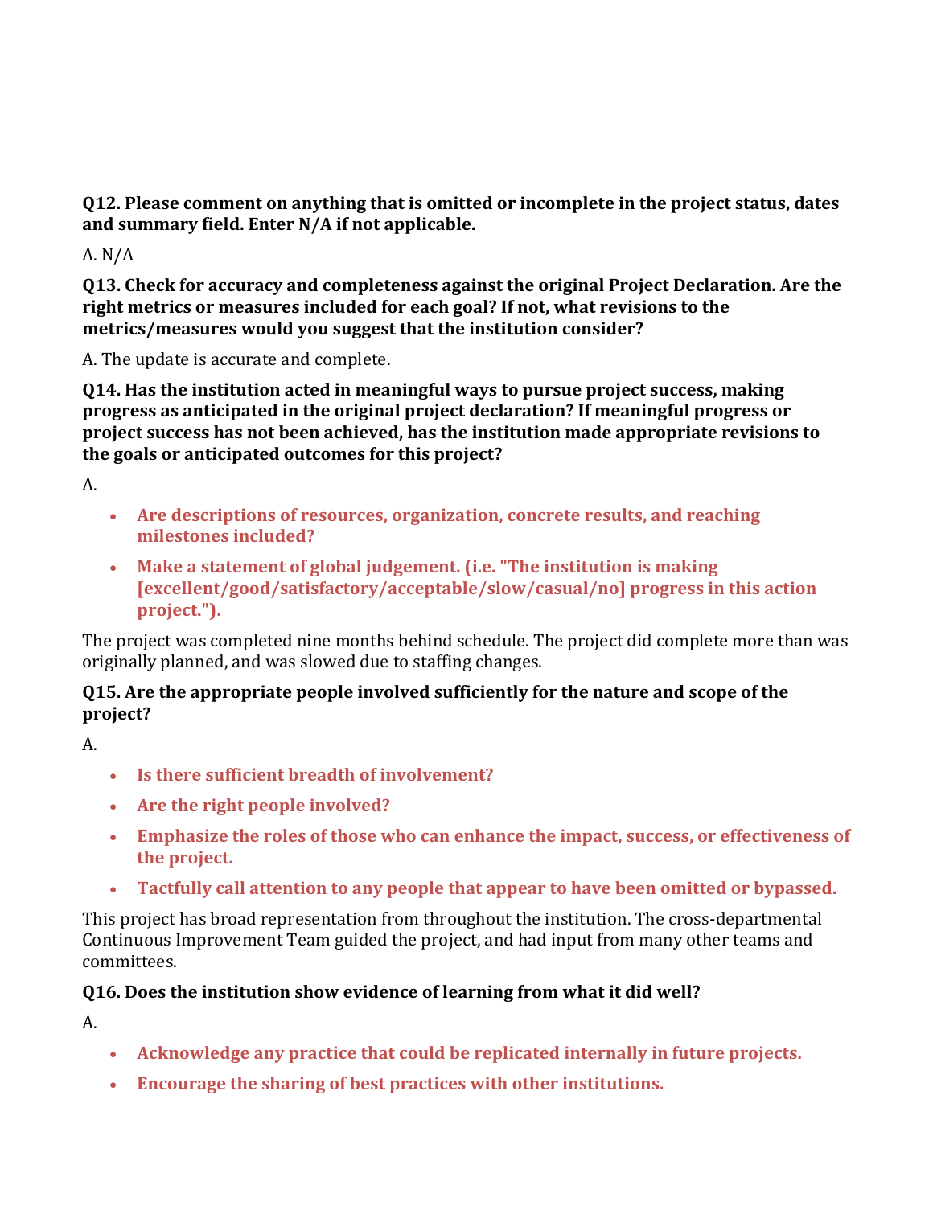**Q12. Please comment on anything that is omitted or incomplete in the project status, dates and summary field. Enter N/A if not applicable.**

A. N/A

**Q13. Check for accuracy and completeness against the original Project Declaration. Are the right metrics or measures included for each goal? If not, what revisions to the metrics/measures would you suggest that the institution consider?**

A. The update is accurate and complete.

**Q14. Has the institution acted in meaningful ways to pursue project success, making progress as anticipated in the original project declaration? If meaningful progress or project success has not been achieved, has the institution made appropriate revisions to the goals or anticipated outcomes for this project?**

A.

- **Are descriptions of resources, organization, concrete results, and reaching milestones included?**
- **Make a statement of global judgement. (i.e. "The institution is making [excellent/good/satisfactory/acceptable/slow/casual/no] progress in this action project.").**

The project was completed nine months behind schedule. The project did complete more than was originally planned, and was slowed due to staffing changes.

**Q15. Are the appropriate people involved sufficiently for the nature and scope of the project?**

A.

- **Is there sufficient breadth of involvement?**
- **Are the right people involved?**
- **Emphasize the roles of those who can enhance the impact, success, or effectiveness of the project.**
- **Tactfully call attention to any people that appear to have been omitted or bypassed.**

This project has broad representation from throughout the institution. The cross-departmental Continuous Improvement Team guided the project, and had input from many other teams and committees.

**Q16. Does the institution show evidence of learning from what it did well?**

A.

- **Acknowledge any practice that could be replicated internally in future projects.**
- **Encourage the sharing of best practices with other institutions.**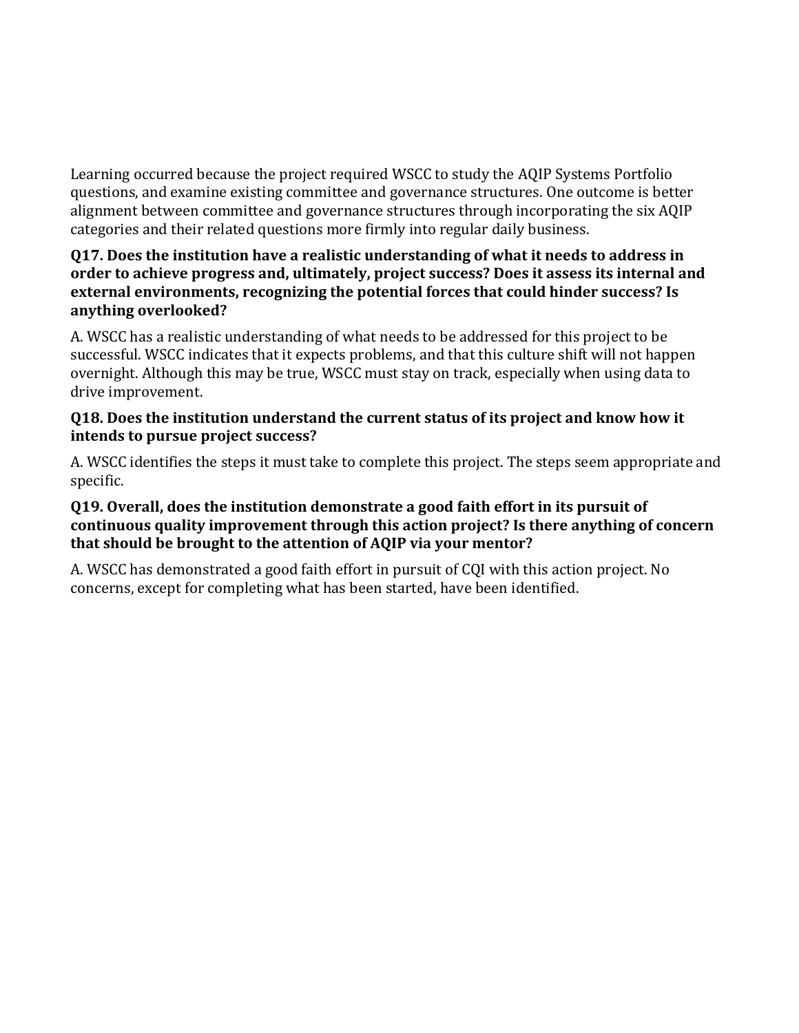Learning occurred because the project required WSCC to study the AQIP Systems Portfolio questions, and examine existing committee and governance structures. One outcome is better alignment between committee and governance structures through incorporating the six AQIP categories and their related questions more firmly into regular daily business.

**Q17. Does the institution have a realistic understanding of what it needs to address in order to achieve progress and, ultimately, project success? Does it assess its internal and external environments, recognizing the potential forces that could hinder success? Is anything overlooked?**

A. WSCC has a realistic understanding of what needs to be addressed for this project to be successful. WSCC indicates that it expects problems, and that this culture shift will not happen overnight. Although this may be true, WSCC must stay on track, especially when using data to drive improvement.

**Q18. Does the institution understand the current status of its project and know how it intends to pursue project success?**

A. WSCC identifies the steps it must take to complete this project. The steps seem appropriate and specific.

**Q19. Overall, does the institution demonstrate a good faith effort in its pursuit of continuous quality improvement through this action project? Is there anything of concern that should be brought to the attention of AQIP via your mentor?**

A. WSCC has demonstrated a good faith effort in pursuit of CQI with this action project. No concerns, except for completing what has been started, have been identified.